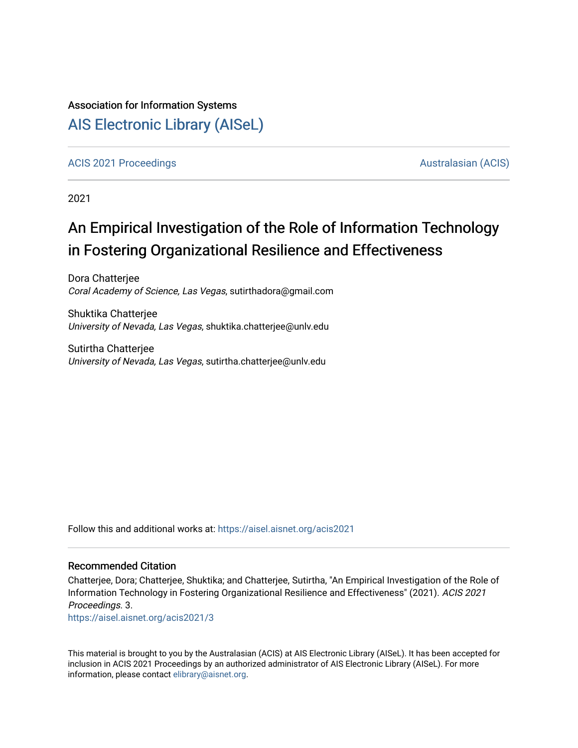Association for Information Systems

# AIS Electronic Library (AISeL)

ACIS 2021 Proceedings | Australasian (ACIS)

2021

## An Empirical Investigation of the Role of Information Technology in Fostering Organizational Resilience and Effectiveness

Dora Chatterjee
*Coral Academy of Science, Las Vegas*, sutirthadora@gmail.com

Shuktika Chatterjee
*University of Nevada, Las Vegas*, shuktika.chatterjee@unlv.edu

Sutirtha Chatterjee
*University of Nevada, Las Vegas*, sutirtha.chatterjee@unlv.edu

Follow this and additional works at: https://aisel.aisnet.org/acis2021

### Recommended Citation

Chatterjee, Dora; Chatterjee, Shuktika; and Chatterjee, Sutirtha, "An Empirical Investigation of the Role of Information Technology in Fostering Organizational Resilience and Effectiveness" (2021). *ACIS 2021 Proceedings*. 3.
https://aisel.aisnet.org/acis2021/3

This material is brought to you by the Australasian (ACIS) at AIS Electronic Library (AISeL). It has been accepted for inclusion in ACIS 2021 Proceedings by an authorized administrator of AIS Electronic Library (AISeL). For more information, please contact elibrary@aisnet.org.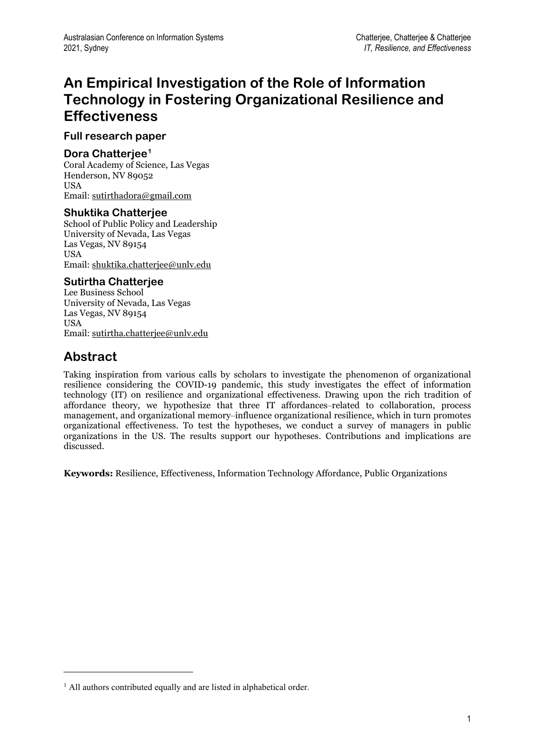# An Empirical Investigation of the Role of Information Technology in Fostering Organizational Resilience and Effectiveness

**Full research paper**

### Dora Chatterjee[1]

Coral Academy of Science, Las Vegas
Henderson, NV 89052
USA
Email: sutirthadora@gmail.com

### Shuktika Chatterjee

School of Public Policy and Leadership
University of Nevada, Las Vegas
Las Vegas, NV 89154
USA
Email: shuktika.chatterjee@unlv.edu

### Sutirtha Chatterjee

Lee Business School
University of Nevada, Las Vegas
Las Vegas, NV 89154
USA
Email: sutirtha.chatterjee@unlv.edu

## Abstract

Taking inspiration from various calls by scholars to investigate the phenomenon of organizational resilience considering the COVID-19 pandemic, this study investigates the effect of information technology (IT) on resilience and organizational effectiveness. Drawing upon the rich tradition of affordance theory, we hypothesize that three IT affordances–related to collaboration, process management, and organizational memory–influence organizational resilience, which in turn promotes organizational effectiveness. To test the hypotheses, we conduct a survey of managers in public organizations in the US. The results support our hypotheses. Contributions and implications are discussed.

**Keywords:** Resilience, Effectiveness, Information Technology Affordance, Public Organizations

---

[1] All authors contributed equally and are listed in alphabetical order.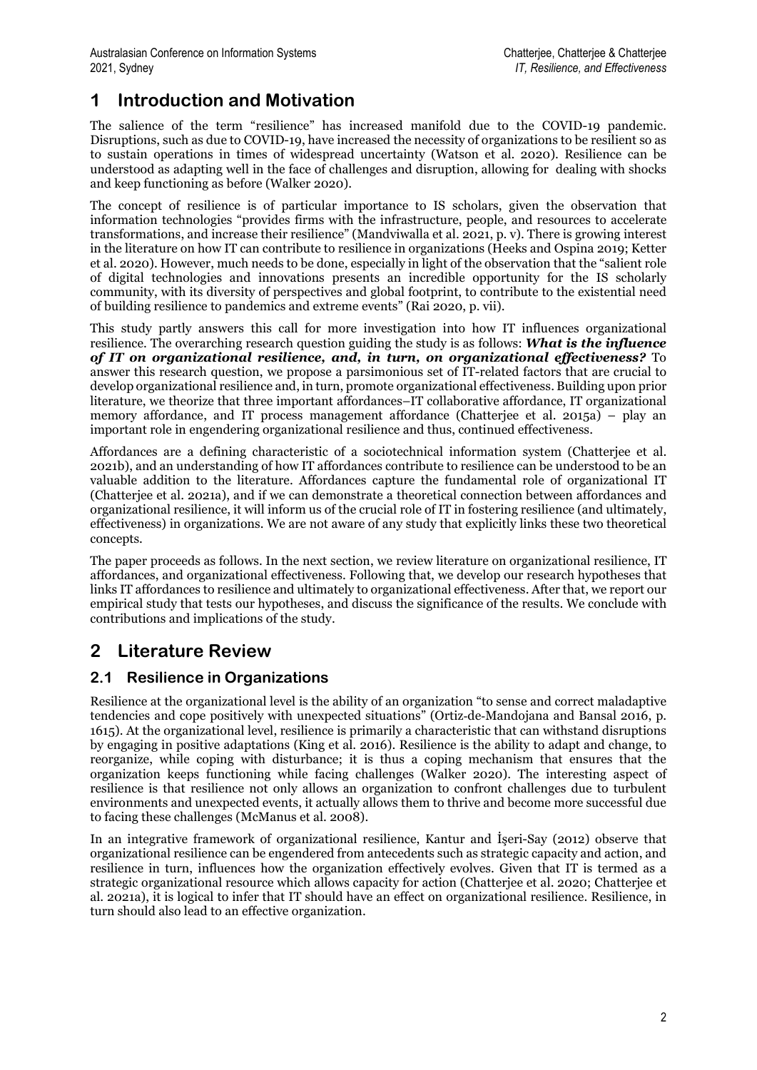# 1 Introduction and Motivation

The salience of the term "resilience" has increased manifold due to the COVID-19 pandemic. Disruptions, such as due to COVID-19, have increased the necessity of organizations to be resilient so as to sustain operations in times of widespread uncertainty (Watson et al. 2020). Resilience can be understood as adapting well in the face of challenges and disruption, allowing for dealing with shocks and keep functioning as before (Walker 2020).

The concept of resilience is of particular importance to IS scholars, given the observation that information technologies "provides firms with the infrastructure, people, and resources to accelerate transformations, and increase their resilience" (Mandviwalla et al. 2021, p. v). There is growing interest in the literature on how IT can contribute to resilience in organizations (Heeks and Ospina 2019; Ketter et al. 2020). However, much needs to be done, especially in light of the observation that the "salient role of digital technologies and innovations presents an incredible opportunity for the IS scholarly community, with its diversity of perspectives and global footprint, to contribute to the existential need of building resilience to pandemics and extreme events" (Rai 2020, p. vii).

This study partly answers this call for more investigation into how IT influences organizational resilience. The overarching research question guiding the study is as follows: ***What is the influence of IT on organizational resilience, and, in turn, on organizational effectiveness?*** To answer this research question, we propose a parsimonious set of IT-related factors that are crucial to develop organizational resilience and, in turn, promote organizational effectiveness. Building upon prior literature, we theorize that three important affordances–IT collaborative affordance, IT organizational memory affordance, and IT process management affordance (Chatterjee et al. 2015a) – play an important role in engendering organizational resilience and thus, continued effectiveness.

Affordances are a defining characteristic of a sociotechnical information system (Chatterjee et al. 2021b), and an understanding of how IT affordances contribute to resilience can be understood to be an valuable addition to the literature. Affordances capture the fundamental role of organizational IT (Chatterjee et al. 2021a), and if we can demonstrate a theoretical connection between affordances and organizational resilience, it will inform us of the crucial role of IT in fostering resilience (and ultimately, effectiveness) in organizations. We are not aware of any study that explicitly links these two theoretical concepts.

The paper proceeds as follows. In the next section, we review literature on organizational resilience, IT affordances, and organizational effectiveness. Following that, we develop our research hypotheses that links IT affordances to resilience and ultimately to organizational effectiveness. After that, we report our empirical study that tests our hypotheses, and discuss the significance of the results. We conclude with contributions and implications of the study.

# 2 Literature Review

## 2.1 Resilience in Organizations

Resilience at the organizational level is the ability of an organization "to sense and correct maladaptive tendencies and cope positively with unexpected situations" (Ortiz-de-Mandojana and Bansal 2016, p. 1615). At the organizational level, resilience is primarily a characteristic that can withstand disruptions by engaging in positive adaptations (King et al. 2016). Resilience is the ability to adapt and change, to reorganize, while coping with disturbance; it is thus a coping mechanism that ensures that the organization keeps functioning while facing challenges (Walker 2020). The interesting aspect of resilience is that resilience not only allows an organization to confront challenges due to turbulent environments and unexpected events, it actually allows them to thrive and become more successful due to facing these challenges (McManus et al. 2008).

In an integrative framework of organizational resilience, Kantur and İşeri-Say (2012) observe that organizational resilience can be engendered from antecedents such as strategic capacity and action, and resilience in turn, influences how the organization effectively evolves. Given that IT is termed as a strategic organizational resource which allows capacity for action (Chatterjee et al. 2020; Chatterjee et al. 2021a), it is logical to infer that IT should have an effect on organizational resilience. Resilience, in turn should also lead to an effective organization.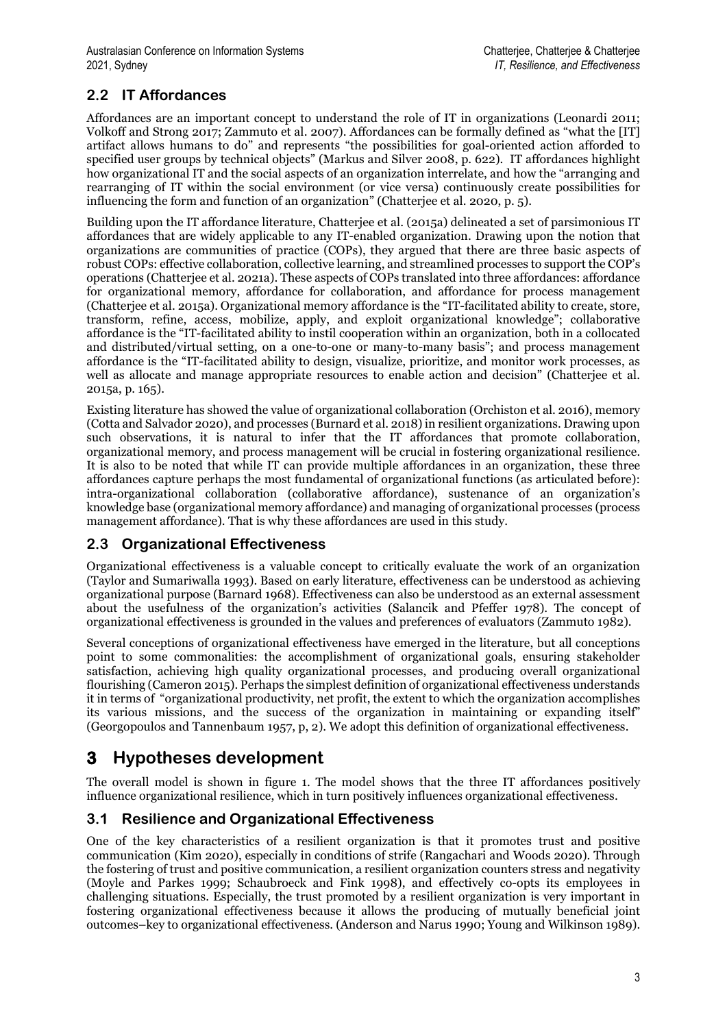## 2.2 IT Affordances

Affordances are an important concept to understand the role of IT in organizations (Leonardi 2011; Volkoff and Strong 2017; Zammuto et al. 2007). Affordances can be formally defined as "what the [IT] artifact allows humans to do" and represents "the possibilities for goal-oriented action afforded to specified user groups by technical objects" (Markus and Silver 2008, p. 622). IT affordances highlight how organizational IT and the social aspects of an organization interrelate, and how the "arranging and rearranging of IT within the social environment (or vice versa) continuously create possibilities for influencing the form and function of an organization" (Chatterjee et al. 2020, p. 5).

Building upon the IT affordance literature, Chatterjee et al. (2015a) delineated a set of parsimonious IT affordances that are widely applicable to any IT-enabled organization. Drawing upon the notion that organizations are communities of practice (COPs), they argued that there are three basic aspects of robust COPs: effective collaboration, collective learning, and streamlined processes to support the COP's operations (Chatterjee et al. 2021a). These aspects of COPs translated into three affordances: affordance for organizational memory, affordance for collaboration, and affordance for process management (Chatterjee et al. 2015a). Organizational memory affordance is the "IT-facilitated ability to create, store, transform, refine, access, mobilize, apply, and exploit organizational knowledge"; collaborative affordance is the "IT-facilitated ability to instil cooperation within an organization, both in a collocated and distributed/virtual setting, on a one-to-one or many-to-many basis"; and process management affordance is the "IT-facilitated ability to design, visualize, prioritize, and monitor work processes, as well as allocate and manage appropriate resources to enable action and decision" (Chatterjee et al. 2015a, p. 165).

Existing literature has showed the value of organizational collaboration (Orchiston et al. 2016), memory (Cotta and Salvador 2020), and processes (Burnard et al. 2018) in resilient organizations. Drawing upon such observations, it is natural to infer that the IT affordances that promote collaboration, organizational memory, and process management will be crucial in fostering organizational resilience. It is also to be noted that while IT can provide multiple affordances in an organization, these three affordances capture perhaps the most fundamental of organizational functions (as articulated before): intra-organizational collaboration (collaborative affordance), sustenance of an organization's knowledge base (organizational memory affordance) and managing of organizational processes (process management affordance). That is why these affordances are used in this study.

## 2.3 Organizational Effectiveness

Organizational effectiveness is a valuable concept to critically evaluate the work of an organization (Taylor and Sumariwalla 1993). Based on early literature, effectiveness can be understood as achieving organizational purpose (Barnard 1968). Effectiveness can also be understood as an external assessment about the usefulness of the organization's activities (Salancik and Pfeffer 1978). The concept of organizational effectiveness is grounded in the values and preferences of evaluators (Zammuto 1982).

Several conceptions of organizational effectiveness have emerged in the literature, but all conceptions point to some commonalities: the accomplishment of organizational goals, ensuring stakeholder satisfaction, achieving high quality organizational processes, and producing overall organizational flourishing (Cameron 2015). Perhaps the simplest definition of organizational effectiveness understands it in terms of "organizational productivity, net profit, the extent to which the organization accomplishes its various missions, and the success of the organization in maintaining or expanding itself" (Georgopoulos and Tannenbaum 1957, p, 2). We adopt this definition of organizational effectiveness.

# 3 Hypotheses development

The overall model is shown in figure 1. The model shows that the three IT affordances positively influence organizational resilience, which in turn positively influences organizational effectiveness.

## 3.1 Resilience and Organizational Effectiveness

One of the key characteristics of a resilient organization is that it promotes trust and positive communication (Kim 2020), especially in conditions of strife (Rangachari and Woods 2020). Through the fostering of trust and positive communication, a resilient organization counters stress and negativity (Moyle and Parkes 1999; Schaubroeck and Fink 1998), and effectively co-opts its employees in challenging situations. Especially, the trust promoted by a resilient organization is very important in fostering organizational effectiveness because it allows the producing of mutually beneficial joint outcomes–key to organizational effectiveness. (Anderson and Narus 1990; Young and Wilkinson 1989).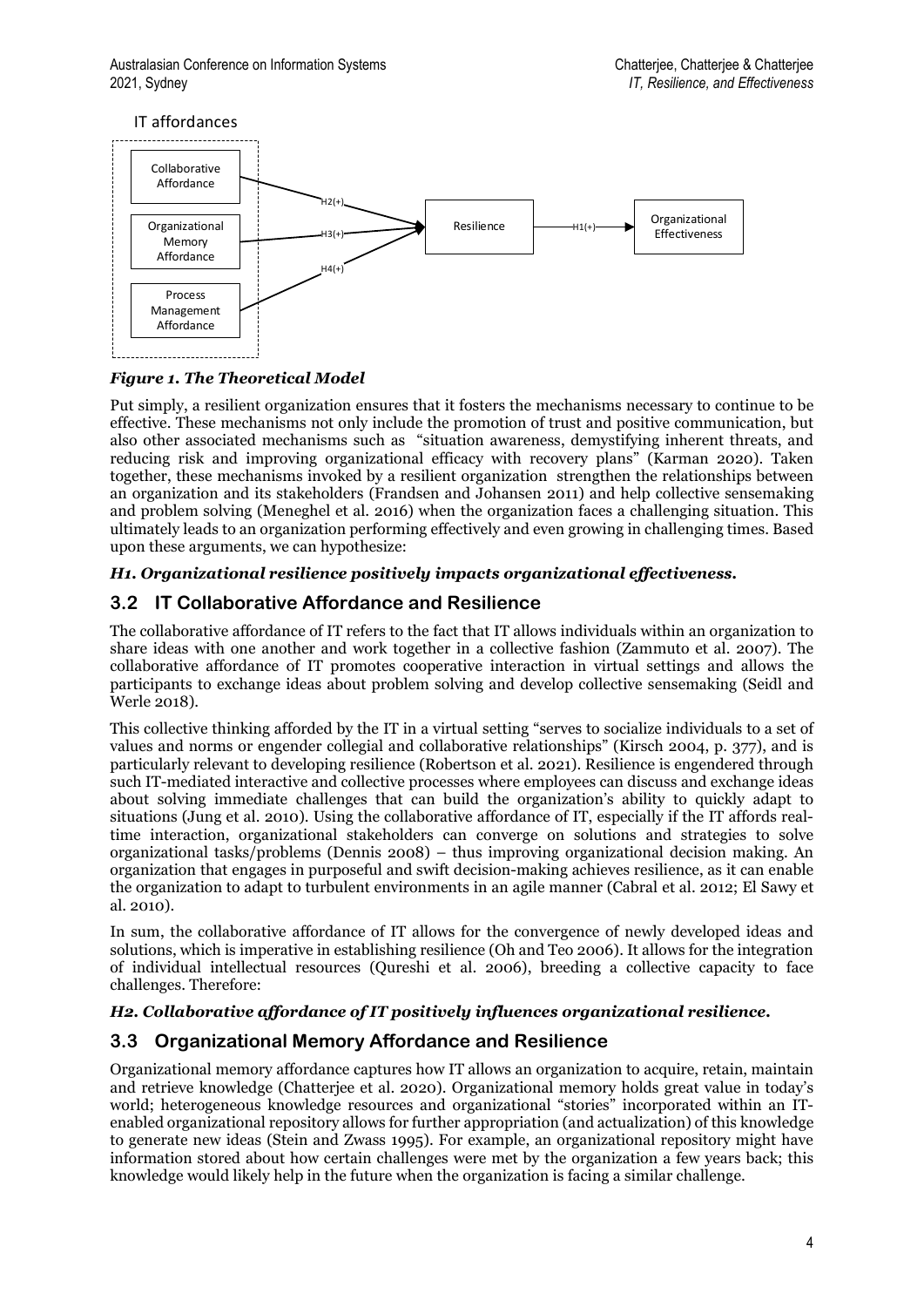*Figure 1. The Theoretical Model*

Put simply, a resilient organization ensures that it fosters the mechanisms necessary to continue to be effective. These mechanisms not only include the promotion of trust and positive communication, but also other associated mechanisms such as "situation awareness, demystifying inherent threats, and reducing risk and improving organizational efficacy with recovery plans" (Karman 2020). Taken together, these mechanisms invoked by a resilient organization strengthen the relationships between an organization and its stakeholders (Frandsen and Johansen 2011) and help collective sensemaking and problem solving (Meneghel et al. 2016) when the organization faces a challenging situation. This ultimately leads to an organization performing effectively and even growing in challenging times. Based upon these arguments, we can hypothesize:

***H1. Organizational resilience positively impacts organizational effectiveness.***

## 3.2 IT Collaborative Affordance and Resilience

The collaborative affordance of IT refers to the fact that IT allows individuals within an organization to share ideas with one another and work together in a collective fashion (Zammuto et al. 2007). The collaborative affordance of IT promotes cooperative interaction in virtual settings and allows the participants to exchange ideas about problem solving and develop collective sensemaking (Seidl and Werle 2018).

This collective thinking afforded by the IT in a virtual setting "serves to socialize individuals to a set of values and norms or engender collegial and collaborative relationships" (Kirsch 2004, p. 377), and is particularly relevant to developing resilience (Robertson et al. 2021). Resilience is engendered through such IT-mediated interactive and collective processes where employees can discuss and exchange ideas about solving immediate challenges that can build the organization's ability to quickly adapt to situations (Jung et al. 2010). Using the collaborative affordance of IT, especially if the IT affords real-time interaction, organizational stakeholders can converge on solutions and strategies to solve organizational tasks/problems (Dennis 2008) – thus improving organizational decision making. An organization that engages in purposeful and swift decision-making achieves resilience, as it can enable the organization to adapt to turbulent environments in an agile manner (Cabral et al. 2012; El Sawy et al. 2010).

In sum, the collaborative affordance of IT allows for the convergence of newly developed ideas and solutions, which is imperative in establishing resilience (Oh and Teo 2006). It allows for the integration of individual intellectual resources (Qureshi et al. 2006), breeding a collective capacity to face challenges. Therefore:

***H2. Collaborative affordance of IT positively influences organizational resilience.***

## 3.3 Organizational Memory Affordance and Resilience

Organizational memory affordance captures how IT allows an organization to acquire, retain, maintain and retrieve knowledge (Chatterjee et al. 2020). Organizational memory holds great value in today's world; heterogeneous knowledge resources and organizational "stories" incorporated within an IT-enabled organizational repository allows for further appropriation (and actualization) of this knowledge to generate new ideas (Stein and Zwass 1995). For example, an organizational repository might have information stored about how certain challenges were met by the organization a few years back; this knowledge would likely help in the future when the organization is facing a similar challenge.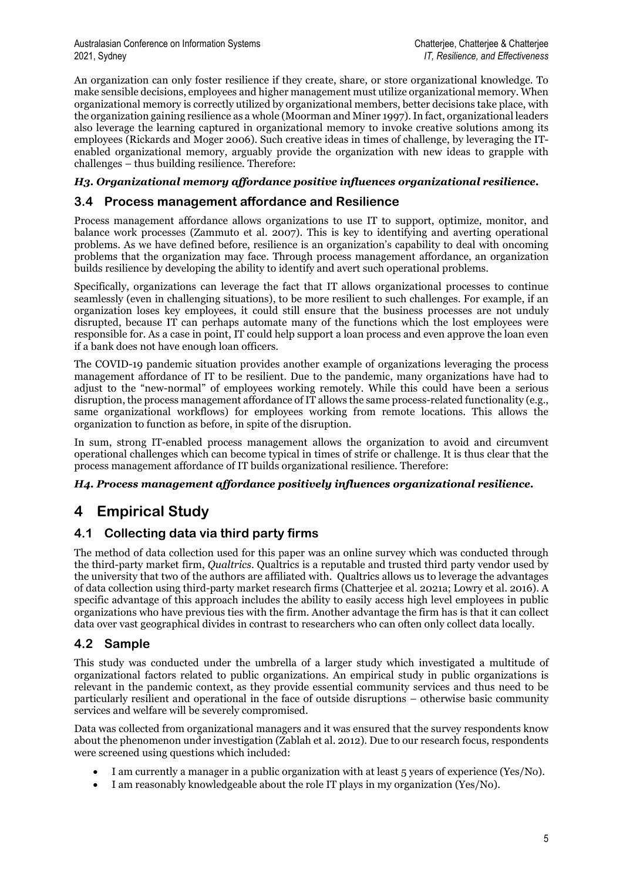An organization can only foster resilience if they create, share, or store organizational knowledge. To make sensible decisions, employees and higher management must utilize organizational memory. When organizational memory is correctly utilized by organizational members, better decisions take place, with the organization gaining resilience as a whole (Moorman and Miner 1997). In fact, organizational leaders also leverage the learning captured in organizational memory to invoke creative solutions among its employees (Rickards and Moger 2006). Such creative ideas in times of challenge, by leveraging the IT-enabled organizational memory, arguably provide the organization with new ideas to grapple with challenges – thus building resilience. Therefore:

***H3. Organizational memory affordance positive influences organizational resilience.***

### 3.4 Process management affordance and Resilience

Process management affordance allows organizations to use IT to support, optimize, monitor, and balance work processes (Zammuto et al. 2007). This is key to identifying and averting operational problems. As we have defined before, resilience is an organization's capability to deal with oncoming problems that the organization may face. Through process management affordance, an organization builds resilience by developing the ability to identify and avert such operational problems.

Specifically, organizations can leverage the fact that IT allows organizational processes to continue seamlessly (even in challenging situations), to be more resilient to such challenges. For example, if an organization loses key employees, it could still ensure that the business processes are not unduly disrupted, because IT can perhaps automate many of the functions which the lost employees were responsible for. As a case in point, IT could help support a loan process and even approve the loan even if a bank does not have enough loan officers.

The COVID-19 pandemic situation provides another example of organizations leveraging the process management affordance of IT to be resilient. Due to the pandemic, many organizations have had to adjust to the "new-normal" of employees working remotely. While this could have been a serious disruption, the process management affordance of IT allows the same process-related functionality (e.g., same organizational workflows) for employees working from remote locations. This allows the organization to function as before, in spite of the disruption.

In sum, strong IT-enabled process management allows the organization to avoid and circumvent operational challenges which can become typical in times of strife or challenge. It is thus clear that the process management affordance of IT builds organizational resilience. Therefore:

***H4. Process management affordance positively influences organizational resilience.***

## 4 Empirical Study

### 4.1 Collecting data via third party firms

The method of data collection used for this paper was an online survey which was conducted through the third-party market firm, *Qualtrics*. Qualtrics is a reputable and trusted third party vendor used by the university that two of the authors are affiliated with. Qualtrics allows us to leverage the advantages of data collection using third-party market research firms (Chatterjee et al. 2021a; Lowry et al. 2016). A specific advantage of this approach includes the ability to easily access high level employees in public organizations who have previous ties with the firm. Another advantage the firm has is that it can collect data over vast geographical divides in contrast to researchers who can often only collect data locally.

### 4.2 Sample

This study was conducted under the umbrella of a larger study which investigated a multitude of organizational factors related to public organizations. An empirical study in public organizations is relevant in the pandemic context, as they provide essential community services and thus need to be particularly resilient and operational in the face of outside disruptions – otherwise basic community services and welfare will be severely compromised.

Data was collected from organizational managers and it was ensured that the survey respondents know about the phenomenon under investigation (Zablah et al. 2012). Due to our research focus, respondents were screened using questions which included:

- I am currently a manager in a public organization with at least 5 years of experience (Yes/No).
- I am reasonably knowledgeable about the role IT plays in my organization (Yes/No).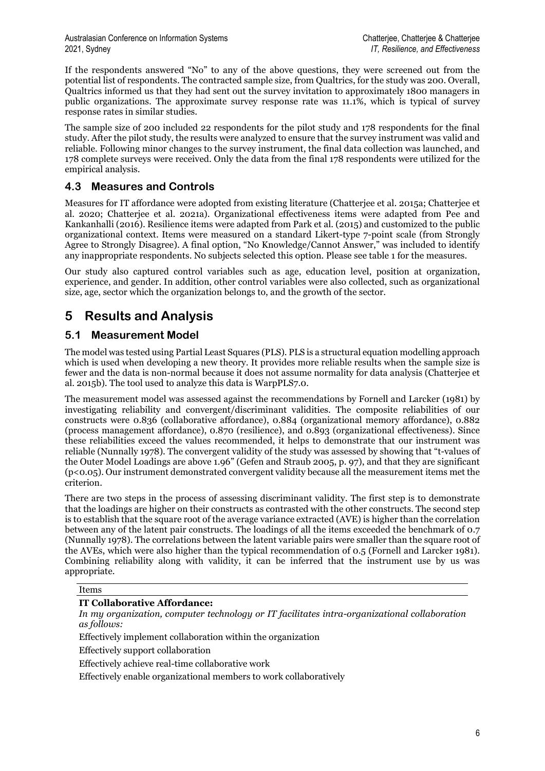If the respondents answered "No" to any of the above questions, they were screened out from the potential list of respondents. The contracted sample size, from Qualtrics, for the study was 200. Overall, Qualtrics informed us that they had sent out the survey invitation to approximately 1800 managers in public organizations. The approximate survey response rate was 11.1%, which is typical of survey response rates in similar studies.

The sample size of 200 included 22 respondents for the pilot study and 178 respondents for the final study. After the pilot study, the results were analyzed to ensure that the survey instrument was valid and reliable. Following minor changes to the survey instrument, the final data collection was launched, and 178 complete surveys were received. Only the data from the final 178 respondents were utilized for the empirical analysis.

## 4.3 Measures and Controls

Measures for IT affordance were adopted from existing literature (Chatterjee et al. 2015a; Chatterjee et al. 2020; Chatterjee et al. 2021a). Organizational effectiveness items were adapted from Pee and Kankanhalli (2016). Resilience items were adapted from Park et al. (2015) and customized to the public organizational context. Items were measured on a standard Likert-type 7-point scale (from Strongly Agree to Strongly Disagree). A final option, "No Knowledge/Cannot Answer," was included to identify any inappropriate respondents. No subjects selected this option. Please see table 1 for the measures.

Our study also captured control variables such as age, education level, position at organization, experience, and gender. In addition, other control variables were also collected, such as organizational size, age, sector which the organization belongs to, and the growth of the sector.

# 5 Results and Analysis

## 5.1 Measurement Model

The model was tested using Partial Least Squares (PLS). PLS is a structural equation modelling approach which is used when developing a new theory. It provides more reliable results when the sample size is fewer and the data is non-normal because it does not assume normality for data analysis (Chatterjee et al. 2015b). The tool used to analyze this data is WarpPLS7.0.

The measurement model was assessed against the recommendations by Fornell and Larcker (1981) by investigating reliability and convergent/discriminant validities. The composite reliabilities of our constructs were 0.836 (collaborative affordance), 0.884 (organizational memory affordance), 0.882 (process management affordance), 0.870 (resilience), and 0.893 (organizational effectiveness). Since these reliabilities exceed the values recommended, it helps to demonstrate that our instrument was reliable (Nunnally 1978). The convergent validity of the study was assessed by showing that "t-values of the Outer Model Loadings are above 1.96" (Gefen and Straub 2005, p. 97), and that they are significant ($p<0.05$). Our instrument demonstrated convergent validity because all the measurement items met the criterion.

There are two steps in the process of assessing discriminant validity. The first step is to demonstrate that the loadings are higher on their constructs as contrasted with the other constructs. The second step is to establish that the square root of the average variance extracted (AVE) is higher than the correlation between any of the latent pair constructs. The loadings of all the items exceeded the benchmark of 0.7 (Nunnally 1978). The correlations between the latent variable pairs were smaller than the square root of the AVEs, which were also higher than the typical recommendation of 0.5 (Fornell and Larcker 1981). Combining reliability along with validity, it can be inferred that the instrument use by us was appropriate.

| Items |
|---|
| **IT Collaborative Affordance:** *In my organization, computer technology or IT facilitates intra-organizational collaboration as follows:* |
| Effectively implement collaboration within the organization |
| Effectively support collaboration |
| Effectively achieve real-time collaborative work |
| Effectively enable organizational members to work collaboratively |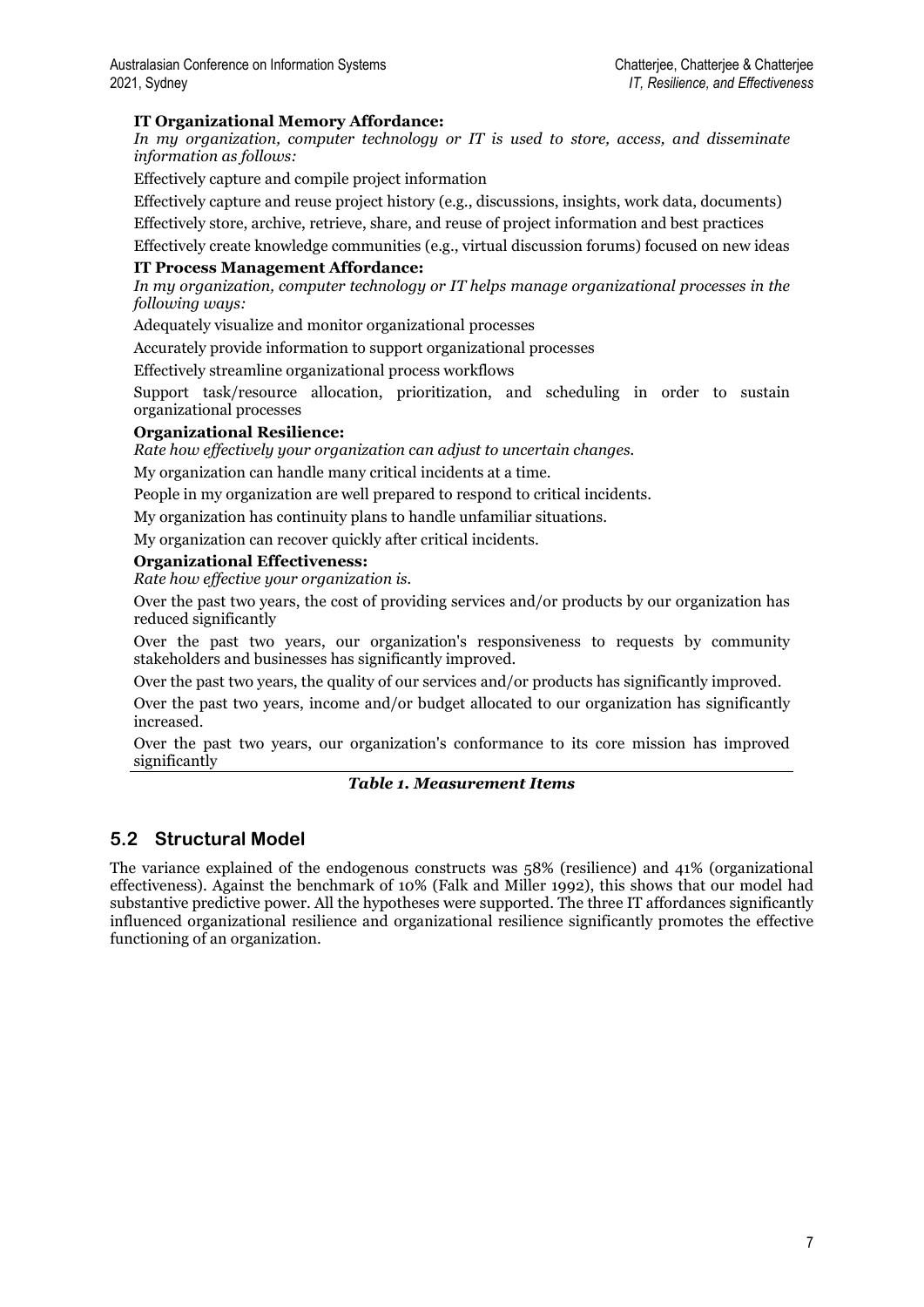**IT Organizational Memory Affordance:**

*In my organization, computer technology or IT is used to store, access, and disseminate information as follows:*

Effectively capture and compile project information

Effectively capture and reuse project history (e.g., discussions, insights, work data, documents)

Effectively store, archive, retrieve, share, and reuse of project information and best practices

Effectively create knowledge communities (e.g., virtual discussion forums) focused on new ideas

**IT Process Management Affordance:**

*In my organization, computer technology or IT helps manage organizational processes in the following ways:*

Adequately visualize and monitor organizational processes

Accurately provide information to support organizational processes

Effectively streamline organizational process workflows

Support task/resource allocation, prioritization, and scheduling in order to sustain organizational processes

**Organizational Resilience:**

*Rate how effectively your organization can adjust to uncertain changes.*

My organization can handle many critical incidents at a time.

People in my organization are well prepared to respond to critical incidents.

My organization has continuity plans to handle unfamiliar situations.

My organization can recover quickly after critical incidents.

**Organizational Effectiveness:**

*Rate how effective your organization is.*

Over the past two years, the cost of providing services and/or products by our organization has reduced significantly

Over the past two years, our organization's responsiveness to requests by community stakeholders and businesses has significantly improved.

Over the past two years, the quality of our services and/or products has significantly improved.

Over the past two years, income and/or budget allocated to our organization has significantly increased.

Over the past two years, our organization's conformance to its core mission has improved significantly

***Table 1. Measurement Items***

## 5.2 Structural Model

The variance explained of the endogenous constructs was 58% (resilience) and 41% (organizational effectiveness). Against the benchmark of 10% (Falk and Miller 1992), this shows that our model had substantive predictive power. All the hypotheses were supported. The three IT affordances significantly influenced organizational resilience and organizational resilience significantly promotes the effective functioning of an organization.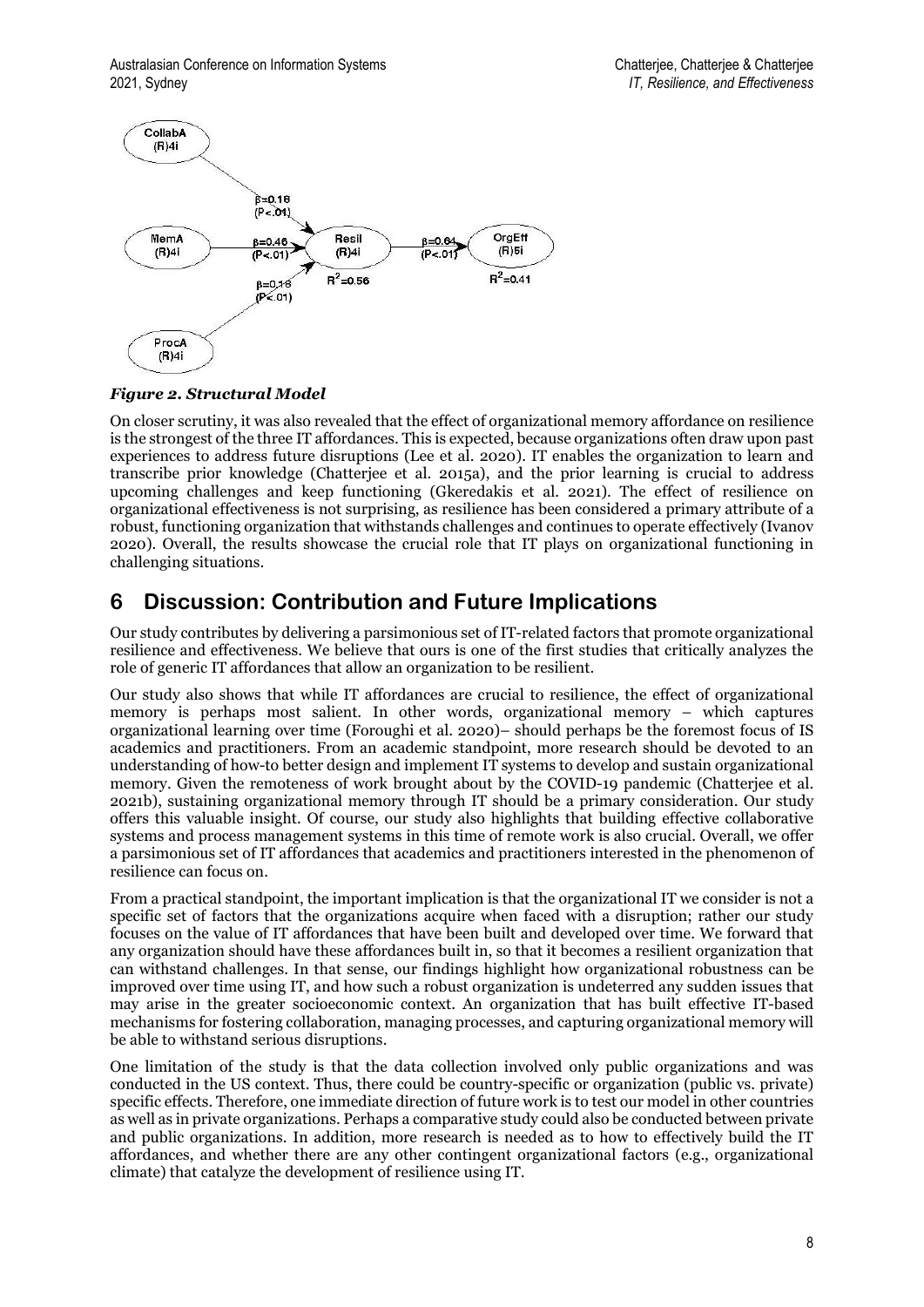*Figure 2. Structural Model*

On closer scrutiny, it was also revealed that the effect of organizational memory affordance on resilience is the strongest of the three IT affordances. This is expected, because organizations often draw upon past experiences to address future disruptions (Lee et al. 2020). IT enables the organization to learn and transcribe prior knowledge (Chatterjee et al. 2015a), and the prior learning is crucial to address upcoming challenges and keep functioning (Gkeredakis et al. 2021). The effect of resilience on organizational effectiveness is not surprising, as resilience has been considered a primary attribute of a robust, functioning organization that withstands challenges and continues to operate effectively (Ivanov 2020). Overall, the results showcase the crucial role that IT plays on organizational functioning in challenging situations.

# 6 Discussion: Contribution and Future Implications

Our study contributes by delivering a parsimonious set of IT-related factors that promote organizational resilience and effectiveness. We believe that ours is one of the first studies that critically analyzes the role of generic IT affordances that allow an organization to be resilient.

Our study also shows that while IT affordances are crucial to resilience, the effect of organizational memory is perhaps most salient. In other words, organizational memory – which captures organizational learning over time (Foroughi et al. 2020)– should perhaps be the foremost focus of IS academics and practitioners. From an academic standpoint, more research should be devoted to an understanding of how-to better design and implement IT systems to develop and sustain organizational memory. Given the remoteness of work brought about by the COVID-19 pandemic (Chatterjee et al. 2021b), sustaining organizational memory through IT should be a primary consideration. Our study offers this valuable insight. Of course, our study also highlights that building effective collaborative systems and process management systems in this time of remote work is also crucial. Overall, we offer a parsimonious set of IT affordances that academics and practitioners interested in the phenomenon of resilience can focus on.

From a practical standpoint, the important implication is that the organizational IT we consider is not a specific set of factors that the organizations acquire when faced with a disruption; rather our study focuses on the value of IT affordances that have been built and developed over time. We forward that any organization should have these affordances built in, so that it becomes a resilient organization that can withstand challenges. In that sense, our findings highlight how organizational robustness can be improved over time using IT, and how such a robust organization is undeterred any sudden issues that may arise in the greater socioeconomic context. An organization that has built effective IT-based mechanisms for fostering collaboration, managing processes, and capturing organizational memory will be able to withstand serious disruptions.

One limitation of the study is that the data collection involved only public organizations and was conducted in the US context. Thus, there could be country-specific or organization (public vs. private) specific effects. Therefore, one immediate direction of future work is to test our model in other countries as well as in private organizations. Perhaps a comparative study could also be conducted between private and public organizations. In addition, more research is needed as to how to effectively build the IT affordances, and whether there are any other contingent organizational factors (e.g., organizational climate) that catalyze the development of resilience using IT.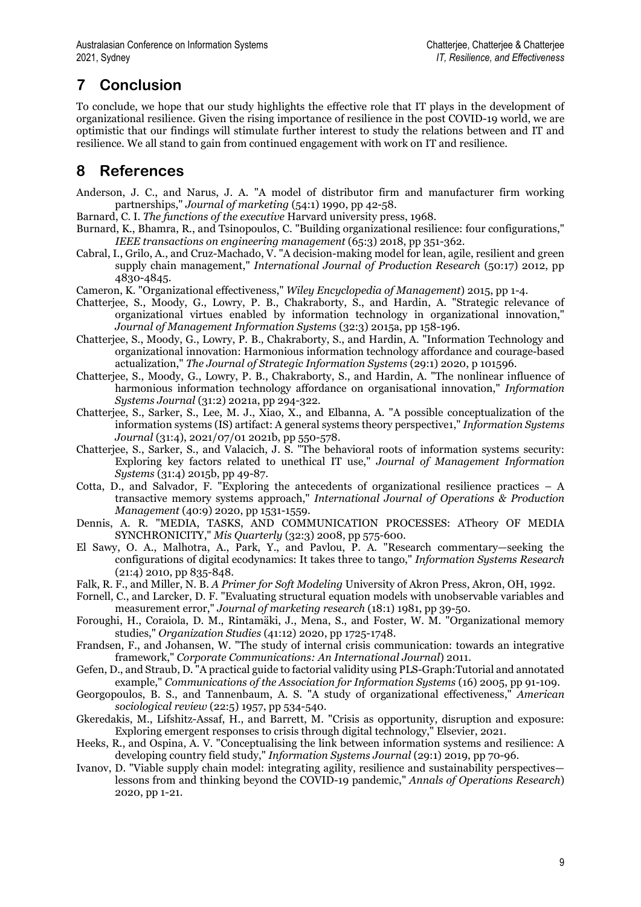## 7 Conclusion

To conclude, we hope that our study highlights the effective role that IT plays in the development of organizational resilience. Given the rising importance of resilience in the post COVID-19 world, we are optimistic that our findings will stimulate further interest to study the relations between and IT and resilience. We all stand to gain from continued engagement with work on IT and resilience.

## 8 References

Anderson, J. C., and Narus, J. A. "A model of distributor firm and manufacturer firm working partnerships," *Journal of marketing* (54:1) 1990, pp 42-58.

Barnard, C. I. *The functions of the executive* Harvard university press, 1968.

Burnard, K., Bhamra, R., and Tsinopoulos, C. "Building organizational resilience: four configurations," *IEEE transactions on engineering management* (65:3) 2018, pp 351-362.

Cabral, I., Grilo, A., and Cruz-Machado, V. "A decision-making model for lean, agile, resilient and green supply chain management," *International Journal of Production Research* (50:17) 2012, pp 4830-4845.

Cameron, K. "Organizational effectiveness," *Wiley Encyclopedia of Management*) 2015, pp 1-4.

Chatterjee, S., Moody, G., Lowry, P. B., Chakraborty, S., and Hardin, A. "Strategic relevance of organizational virtues enabled by information technology in organizational innovation," *Journal of Management Information Systems* (32:3) 2015a, pp 158-196.

Chatterjee, S., Moody, G., Lowry, P. B., Chakraborty, S., and Hardin, A. "Information Technology and organizational innovation: Harmonious information technology affordance and courage-based actualization," *The Journal of Strategic Information Systems* (29:1) 2020, p 101596.

Chatterjee, S., Moody, G., Lowry, P. B., Chakraborty, S., and Hardin, A. "The nonlinear influence of harmonious information technology affordance on organisational innovation," *Information Systems Journal* (31:2) 2021a, pp 294-322.

Chatterjee, S., Sarker, S., Lee, M. J., Xiao, X., and Elbanna, A. "A possible conceptualization of the information systems (IS) artifact: A general systems theory perspective1," *Information Systems Journal* (31:4), 2021/07/01 2021b, pp 550-578.

Chatterjee, S., Sarker, S., and Valacich, J. S. "The behavioral roots of information systems security: Exploring key factors related to unethical IT use," *Journal of Management Information Systems* (31:4) 2015b, pp 49-87.

Cotta, D., and Salvador, F. "Exploring the antecedents of organizational resilience practices – A transactive memory systems approach," *International Journal of Operations & Production Management* (40:9) 2020, pp 1531-1559.

Dennis, A. R. "MEDIA, TASKS, AND COMMUNICATION PROCESSES: ATheory OF MEDIA SYNCHRONICITY," *Mis Quarterly* (32:3) 2008, pp 575-600.

El Sawy, O. A., Malhotra, A., Park, Y., and Pavlou, P. A. "Research commentary—seeking the configurations of digital ecodynamics: It takes three to tango," *Information Systems Research* (21:4) 2010, pp 835-848.

Falk, R. F., and Miller, N. B. *A Primer for Soft Modeling* University of Akron Press, Akron, OH, 1992.

Fornell, C., and Larcker, D. F. "Evaluating structural equation models with unobservable variables and measurement error," *Journal of marketing research* (18:1) 1981, pp 39-50.

Foroughi, H., Coraiola, D. M., Rintamäki, J., Mena, S., and Foster, W. M. "Organizational memory studies," *Organization Studies* (41:12) 2020, pp 1725-1748.

Frandsen, F., and Johansen, W. "The study of internal crisis communication: towards an integrative framework," *Corporate Communications: An International Journal*) 2011.

Gefen, D., and Straub, D. "A practical guide to factorial validity using PLS-Graph:Tutorial and annotated example," *Communications of the Association for Information Systems* (16) 2005, pp 91-109.

Georgopoulos, B. S., and Tannenbaum, A. S. "A study of organizational effectiveness," *American sociological review* (22:5) 1957, pp 534-540.

Gkeredakis, M., Lifshitz-Assaf, H., and Barrett, M. "Crisis as opportunity, disruption and exposure: Exploring emergent responses to crisis through digital technology," Elsevier, 2021.

Heeks, R., and Ospina, A. V. "Conceptualising the link between information systems and resilience: A developing country field study," *Information Systems Journal* (29:1) 2019, pp 70-96.

Ivanov, D. "Viable supply chain model: integrating agility, resilience and sustainability perspectives—lessons from and thinking beyond the COVID-19 pandemic," *Annals of Operations Research*) 2020, pp 1-21.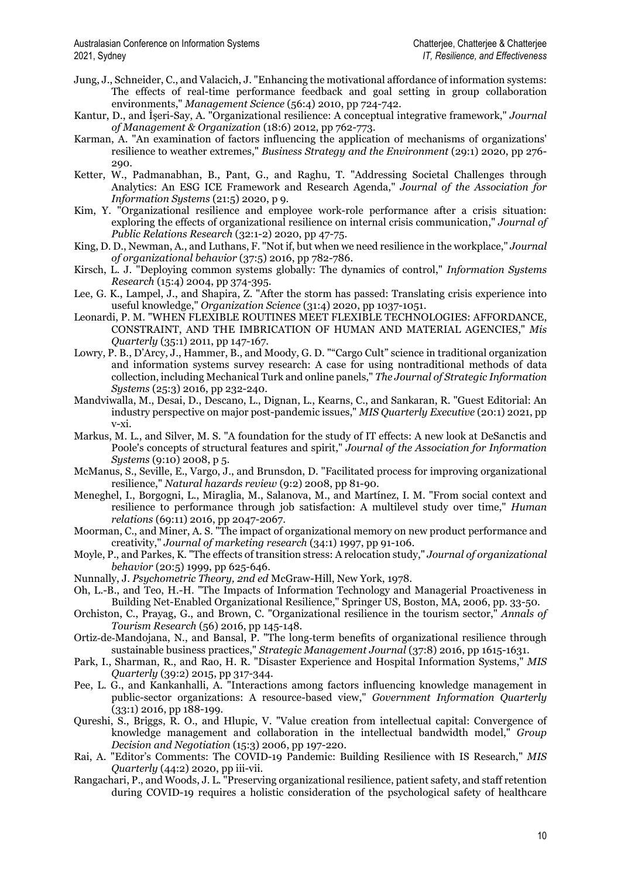Jung, J., Schneider, C., and Valacich, J. "Enhancing the motivational affordance of information systems: The effects of real-time performance feedback and goal setting in group collaboration environments," *Management Science* (56:4) 2010, pp 724-742.

Kantur, D., and İşeri-Say, A. "Organizational resilience: A conceptual integrative framework," *Journal of Management & Organization* (18:6) 2012, pp 762-773.

Karman, A. "An examination of factors influencing the application of mechanisms of organizations' resilience to weather extremes," *Business Strategy and the Environment* (29:1) 2020, pp 276-290.

Ketter, W., Padmanabhan, B., Pant, G., and Raghu, T. "Addressing Societal Challenges through Analytics: An ESG ICE Framework and Research Agenda," *Journal of the Association for Information Systems* (21:5) 2020, p 9.

Kim, Y. "Organizational resilience and employee work-role performance after a crisis situation: exploring the effects of organizational resilience on internal crisis communication," *Journal of Public Relations Research* (32:1-2) 2020, pp 47-75.

King, D. D., Newman, A., and Luthans, F. "Not if, but when we need resilience in the workplace," *Journal of organizational behavior* (37:5) 2016, pp 782-786.

Kirsch, L. J. "Deploying common systems globally: The dynamics of control," *Information Systems Research* (15:4) 2004, pp 374-395.

Lee, G. K., Lampel, J., and Shapira, Z. "After the storm has passed: Translating crisis experience into useful knowledge," *Organization Science* (31:4) 2020, pp 1037-1051.

Leonardi, P. M. "WHEN FLEXIBLE ROUTINES MEET FLEXIBLE TECHNOLOGIES: AFFORDANCE, CONSTRAINT, AND THE IMBRICATION OF HUMAN AND MATERIAL AGENCIES," *Mis Quarterly* (35:1) 2011, pp 147-167.

Lowry, P. B., D'Arcy, J., Hammer, B., and Moody, G. D. ""Cargo Cult" science in traditional organization and information systems survey research: A case for using nontraditional methods of data collection, including Mechanical Turk and online panels," *The Journal of Strategic Information Systems* (25:3) 2016, pp 232-240.

Mandviwalla, M., Desai, D., Descano, L., Dignan, L., Kearns, C., and Sankaran, R. "Guest Editorial: An industry perspective on major post-pandemic issues," *MIS Quarterly Executive* (20:1) 2021, pp v-xi.

Markus, M. L., and Silver, M. S. "A foundation for the study of IT effects: A new look at DeSanctis and Poole's concepts of structural features and spirit," *Journal of the Association for Information Systems* (9:10) 2008, p 5.

McManus, S., Seville, E., Vargo, J., and Brunsdon, D. "Facilitated process for improving organizational resilience," *Natural hazards review* (9:2) 2008, pp 81-90.

Meneghel, I., Borgogni, L., Miraglia, M., Salanova, M., and Martínez, I. M. "From social context and resilience to performance through job satisfaction: A multilevel study over time," *Human relations* (69:11) 2016, pp 2047-2067.

Moorman, C., and Miner, A. S. "The impact of organizational memory on new product performance and creativity," *Journal of marketing research* (34:1) 1997, pp 91-106.

Moyle, P., and Parkes, K. "The effects of transition stress: A relocation study," *Journal of organizational behavior* (20:5) 1999, pp 625-646.

Nunnally, J. *Psychometric Theory, 2nd ed* McGraw-Hill, New York, 1978.

Oh, L.-B., and Teo, H.-H. "The Impacts of Information Technology and Managerial Proactiveness in Building Net-Enabled Organizational Resilience," Springer US, Boston, MA, 2006, pp. 33-50.

Orchiston, C., Prayag, G., and Brown, C. "Organizational resilience in the tourism sector," *Annals of Tourism Research* (56) 2016, pp 145-148.

Ortiz-de-Mandojana, N., and Bansal, P. "The long-term benefits of organizational resilience through sustainable business practices," *Strategic Management Journal* (37:8) 2016, pp 1615-1631.

Park, I., Sharman, R., and Rao, H. R. "Disaster Experience and Hospital Information Systems," *MIS Quarterly* (39:2) 2015, pp 317-344.

Pee, L. G., and Kankanhalli, A. "Interactions among factors influencing knowledge management in public-sector organizations: A resource-based view," *Government Information Quarterly* (33:1) 2016, pp 188-199.

Qureshi, S., Briggs, R. O., and Hlupic, V. "Value creation from intellectual capital: Convergence of knowledge management and collaboration in the intellectual bandwidth model," *Group Decision and Negotiation* (15:3) 2006, pp 197-220.

Rai, A. "Editor's Comments: The COVID-19 Pandemic: Building Resilience with IS Research," *MIS Quarterly* (44:2) 2020, pp iii-vii.

Rangachari, P., and Woods, J. L. "Preserving organizational resilience, patient safety, and staff retention during COVID-19 requires a holistic consideration of the psychological safety of healthcare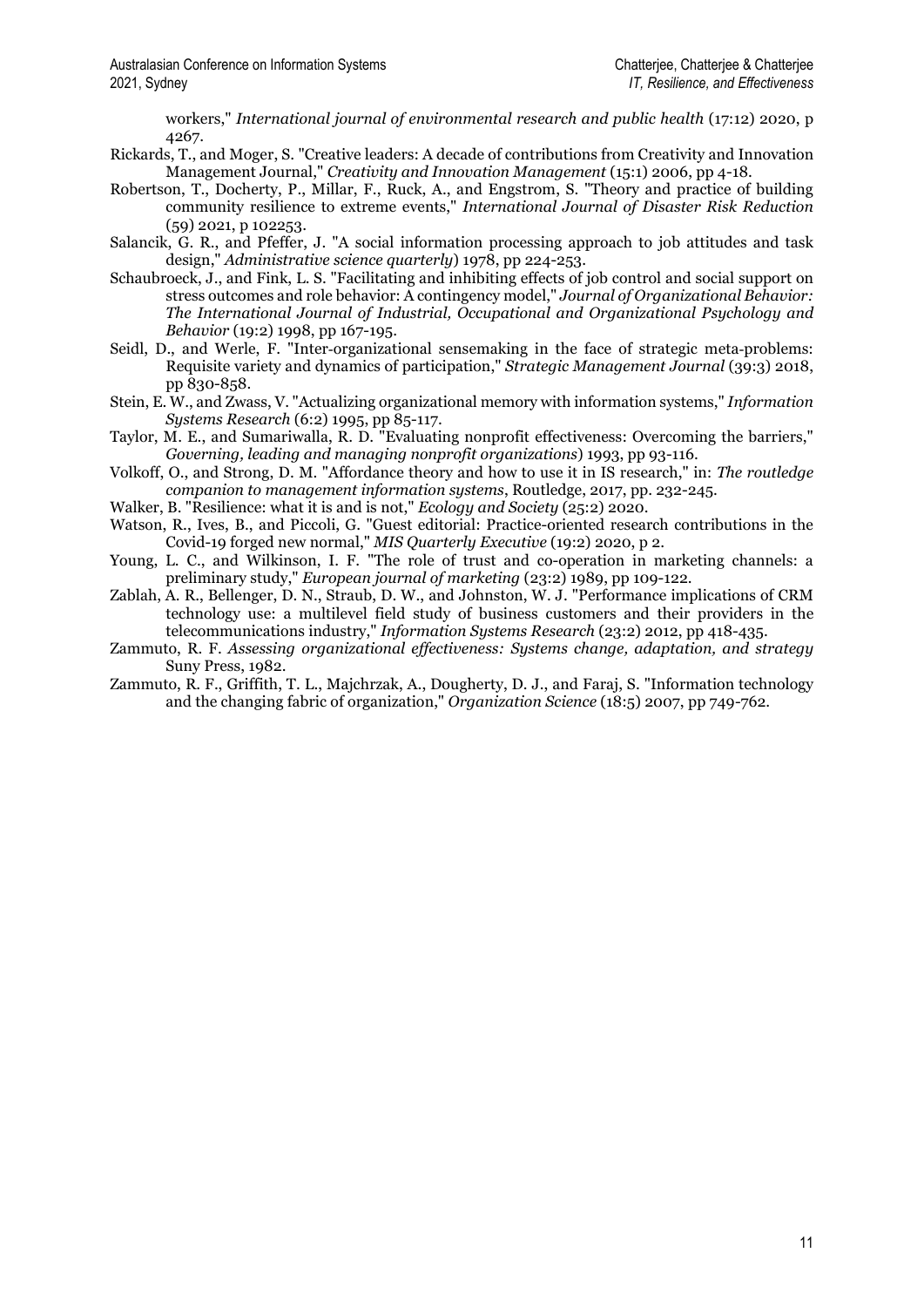workers," *International journal of environmental research and public health* (17:12) 2020, p 4267.

Rickards, T., and Moger, S. "Creative leaders: A decade of contributions from Creativity and Innovation Management Journal," *Creativity and Innovation Management* (15:1) 2006, pp 4-18.

Robertson, T., Docherty, P., Millar, F., Ruck, A., and Engstrom, S. "Theory and practice of building community resilience to extreme events," *International Journal of Disaster Risk Reduction* (59) 2021, p 102253.

Salancik, G. R., and Pfeffer, J. "A social information processing approach to job attitudes and task design," *Administrative science quarterly*) 1978, pp 224-253.

Schaubroeck, J., and Fink, L. S. "Facilitating and inhibiting effects of job control and social support on stress outcomes and role behavior: A contingency model," *Journal of Organizational Behavior: The International Journal of Industrial, Occupational and Organizational Psychology and Behavior* (19:2) 1998, pp 167-195.

Seidl, D., and Werle, F. "Inter-organizational sensemaking in the face of strategic meta-problems: Requisite variety and dynamics of participation," *Strategic Management Journal* (39:3) 2018, pp 830-858.

Stein, E. W., and Zwass, V. "Actualizing organizational memory with information systems," *Information Systems Research* (6:2) 1995, pp 85-117.

Taylor, M. E., and Sumariwalla, R. D. "Evaluating nonprofit effectiveness: Overcoming the barriers," *Governing, leading and managing nonprofit organizations*) 1993, pp 93-116.

Volkoff, O., and Strong, D. M. "Affordance theory and how to use it in IS research," in: *The routledge companion to management information systems*, Routledge, 2017, pp. 232-245.

Walker, B. "Resilience: what it is and is not," *Ecology and Society* (25:2) 2020.

Watson, R., Ives, B., and Piccoli, G. "Guest editorial: Practice-oriented research contributions in the Covid-19 forged new normal," *MIS Quarterly Executive* (19:2) 2020, p 2.

Young, L. C., and Wilkinson, I. F. "The role of trust and co-operation in marketing channels: a preliminary study," *European journal of marketing* (23:2) 1989, pp 109-122.

Zablah, A. R., Bellenger, D. N., Straub, D. W., and Johnston, W. J. "Performance implications of CRM technology use: a multilevel field study of business customers and their providers in the telecommunications industry," *Information Systems Research* (23:2) 2012, pp 418-435.

Zammuto, R. F. *Assessing organizational effectiveness: Systems change, adaptation, and strategy* Suny Press, 1982.

Zammuto, R. F., Griffith, T. L., Majchrzak, A., Dougherty, D. J., and Faraj, S. "Information technology and the changing fabric of organization," *Organization Science* (18:5) 2007, pp 749-762.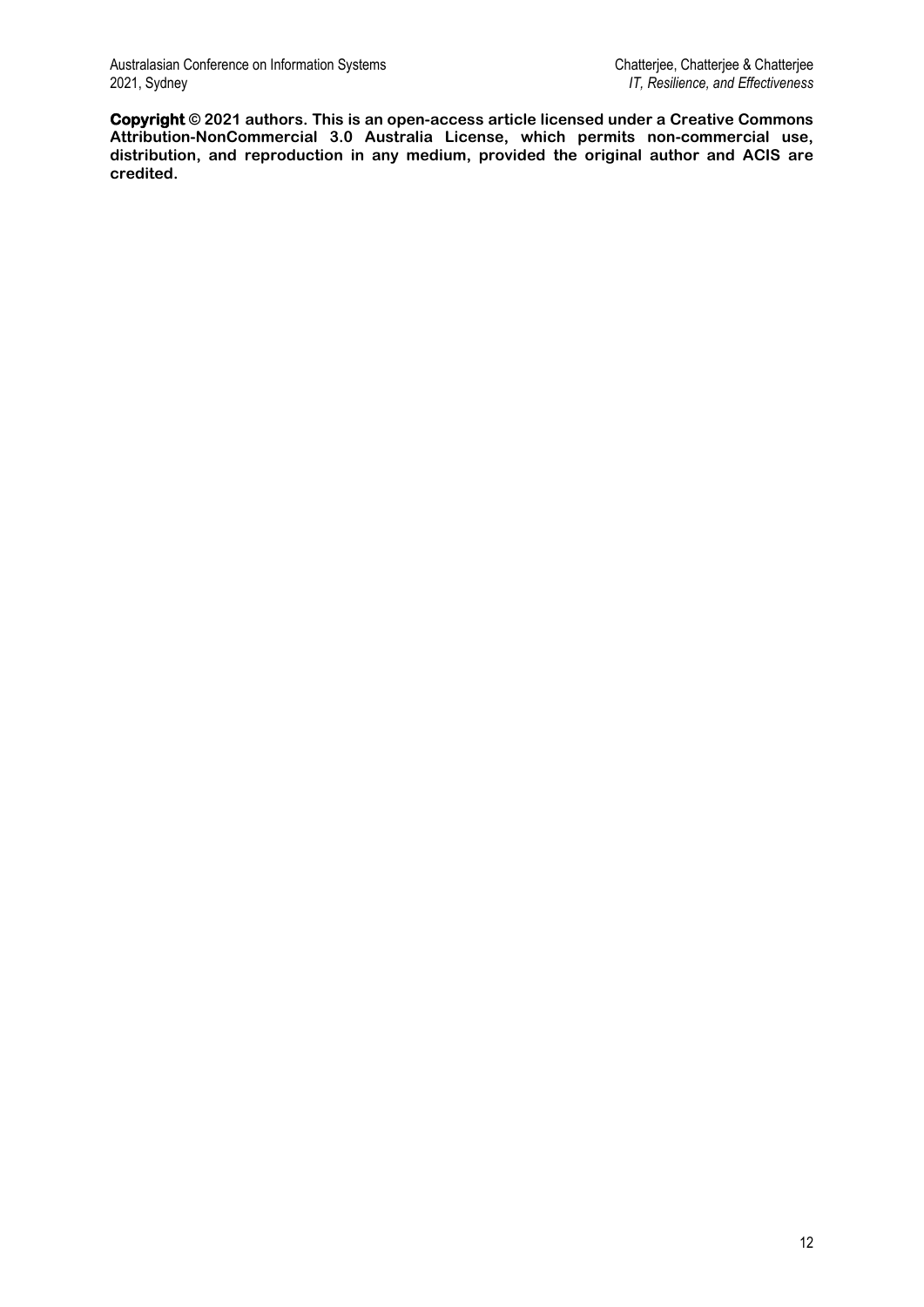**Copyright © 2021 authors. This is an open-access article licensed under a Creative Commons Attribution-NonCommercial 3.0 Australia License, which permits non-commercial use, distribution, and reproduction in any medium, provided the original author and ACIS are credited.**